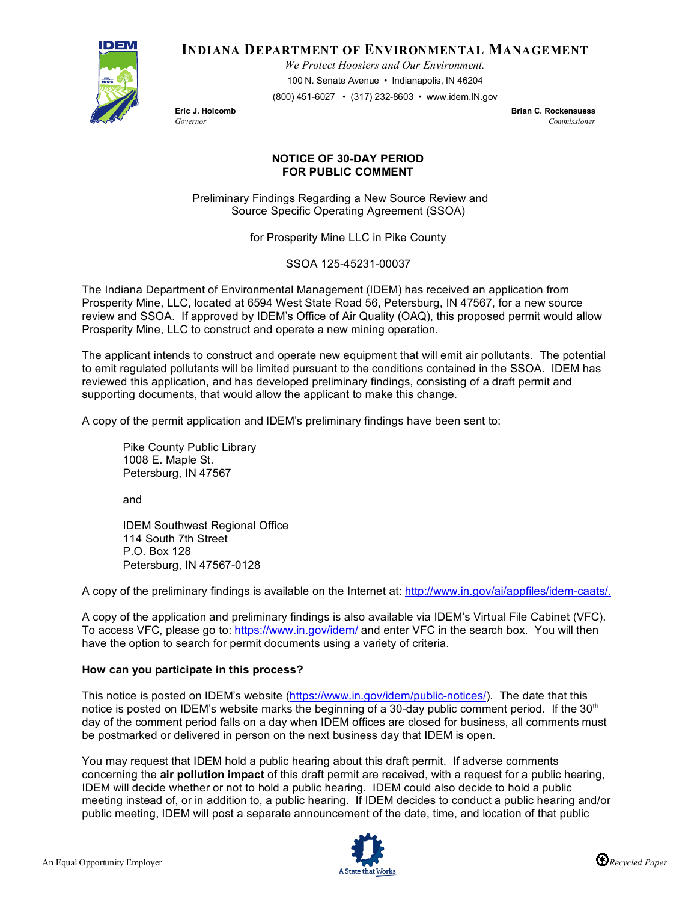# INDIANA DEPARTMENT OF ENVIRONMENTAL MANAGEMENT

*We Protect Hoosiers and Our Environment.*

100 N. Senate Avenue • Indianapolis, IN 46204

(800) 451-6027 • (317) 232-8603 • www.idem.IN.gov

**Eric J. Holcomb**
*Governor*

**Brian C. Rockensuess**
*Commissioner*

## NOTICE OF 30-DAY PERIOD FOR PUBLIC COMMENT

Preliminary Findings Regarding a New Source Review and Source Specific Operating Agreement (SSOA)

for Prosperity Mine LLC in Pike County

SSOA 125-45231-00037

The Indiana Department of Environmental Management (IDEM) has received an application from Prosperity Mine, LLC, located at 6594 West State Road 56, Petersburg, IN 47567, for a new source review and SSOA. If approved by IDEM's Office of Air Quality (OAQ), this proposed permit would allow Prosperity Mine, LLC to construct and operate a new mining operation.

The applicant intends to construct and operate new equipment that will emit air pollutants. The potential to emit regulated pollutants will be limited pursuant to the conditions contained in the SSOA. IDEM has reviewed this application, and has developed preliminary findings, consisting of a draft permit and supporting documents, that would allow the applicant to make this change.

A copy of the permit application and IDEM's preliminary findings have been sent to:

Pike County Public Library
1008 E. Maple St.
Petersburg, IN 47567

and

IDEM Southwest Regional Office
114 South 7th Street
P.O. Box 128
Petersburg, IN 47567-0128

A copy of the preliminary findings is available on the Internet at: http://www.in.gov/ai/appfiles/idem-caats/.

A copy of the application and preliminary findings is also available via IDEM's Virtual File Cabinet (VFC). To access VFC, please go to: https://www.in.gov/idem/ and enter VFC in the search box. You will then have the option to search for permit documents using a variety of criteria.

**How can you participate in this process?**

This notice is posted on IDEM's website (https://www.in.gov/idem/public-notices/). The date that this notice is posted on IDEM's website marks the beginning of a 30-day public comment period. If the 30th day of the comment period falls on a day when IDEM offices are closed for business, all comments must be postmarked or delivered in person on the next business day that IDEM is open.

You may request that IDEM hold a public hearing about this draft permit. If adverse comments concerning the **air pollution impact** of this draft permit are received, with a request for a public hearing, IDEM will decide whether or not to hold a public hearing. IDEM could also decide to hold a public meeting instead of, or in addition to, a public hearing. If IDEM decides to conduct a public hearing and/or public meeting, IDEM will post a separate announcement of the date, time, and location of that public

An Equal Opportunity Employer

Recycled Paper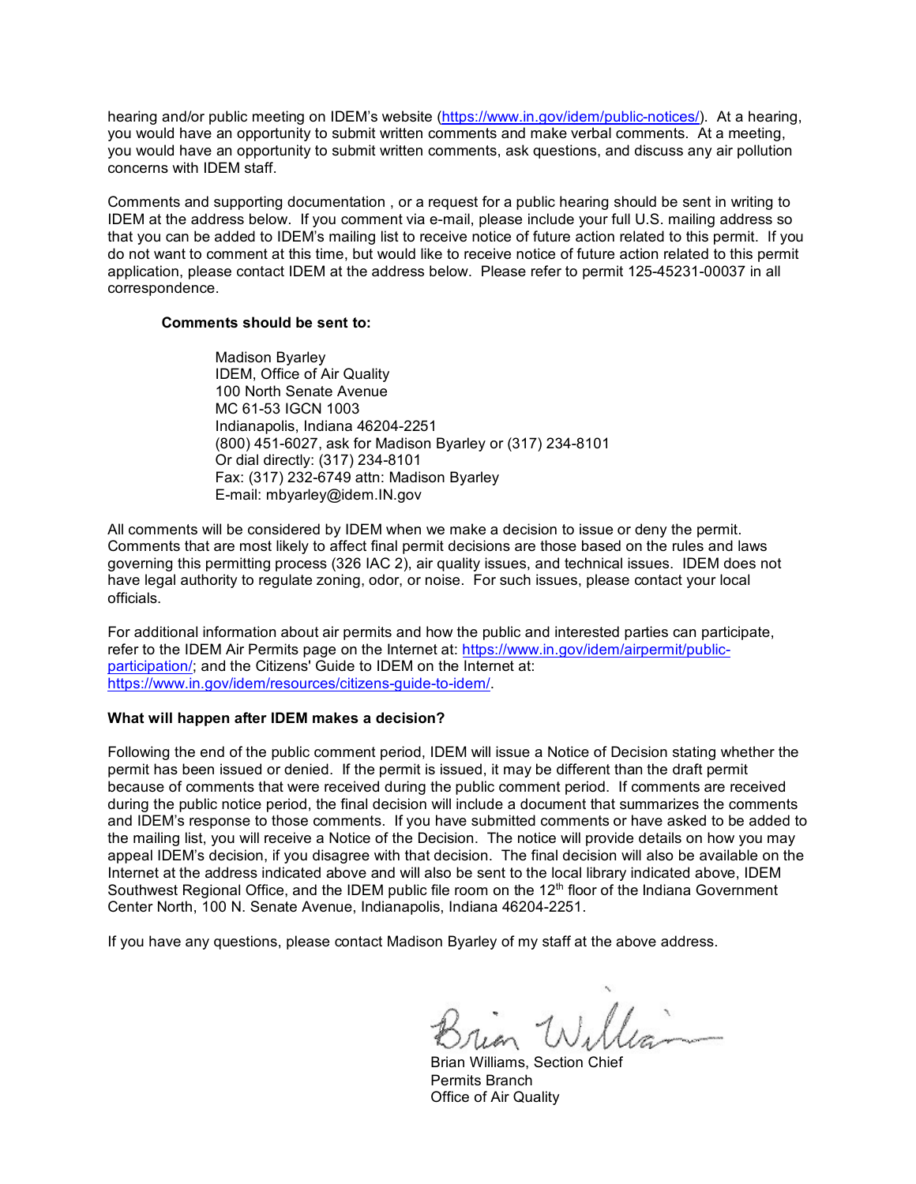hearing and/or public meeting on IDEM's website (https://www.in.gov/idem/public-notices/). At a hearing, you would have an opportunity to submit written comments and make verbal comments. At a meeting, you would have an opportunity to submit written comments, ask questions, and discuss any air pollution concerns with IDEM staff.

Comments and supporting documentation , or a request for a public hearing should be sent in writing to IDEM at the address below. If you comment via e-mail, please include your full U.S. mailing address so that you can be added to IDEM's mailing list to receive notice of future action related to this permit. If you do not want to comment at this time, but would like to receive notice of future action related to this permit application, please contact IDEM at the address below. Please refer to permit 125-45231-00037 in all correspondence.

**Comments should be sent to:**

Madison Byarley
IDEM, Office of Air Quality
100 North Senate Avenue
MC 61-53 IGCN 1003
Indianapolis, Indiana 46204-2251
(800) 451-6027, ask for Madison Byarley or (317) 234-8101
Or dial directly: (317) 234-8101
Fax: (317) 232-6749 attn: Madison Byarley
E-mail: mbyarley@idem.IN.gov

All comments will be considered by IDEM when we make a decision to issue or deny the permit. Comments that are most likely to affect final permit decisions are those based on the rules and laws governing this permitting process (326 IAC 2), air quality issues, and technical issues. IDEM does not have legal authority to regulate zoning, odor, or noise. For such issues, please contact your local officials.

For additional information about air permits and how the public and interested parties can participate, refer to the IDEM Air Permits page on the Internet at: https://www.in.gov/idem/airpermit/public-participation/; and the Citizens' Guide to IDEM on the Internet at: https://www.in.gov/idem/resources/citizens-guide-to-idem/.

**What will happen after IDEM makes a decision?**

Following the end of the public comment period, IDEM will issue a Notice of Decision stating whether the permit has been issued or denied. If the permit is issued, it may be different than the draft permit because of comments that were received during the public comment period. If comments are received during the public notice period, the final decision will include a document that summarizes the comments and IDEM's response to those comments. If you have submitted comments or have asked to be added to the mailing list, you will receive a Notice of the Decision. The notice will provide details on how you may appeal IDEM's decision, if you disagree with that decision. The final decision will also be available on the Internet at the address indicated above and will also be sent to the local library indicated above, IDEM Southwest Regional Office, and the IDEM public file room on the 12th floor of the Indiana Government Center North, 100 N. Senate Avenue, Indianapolis, Indiana 46204-2251.

If you have any questions, please contact Madison Byarley of my staff at the above address.

Brian Williams, Section Chief
Permits Branch
Office of Air Quality